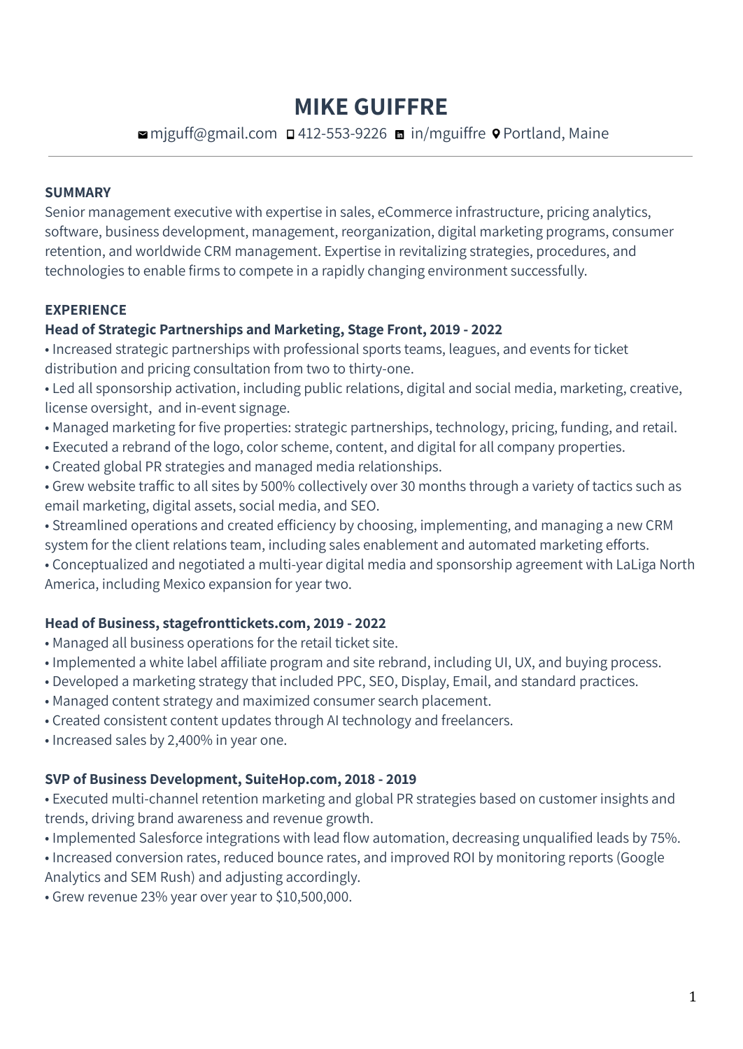# MIKE GUIFFRE

mjguff@gmail.com 412-553-9226 in/mguiffre Portland, Maine

## SUMMARY

Senior management executive with expertise in sales, eCommerce infrastructure, pricing analytics, software, business development, management, reorganization, digital marketing programs, consumer retention, and worldwide CRM management. Expertise in revitalizing strategies, procedures, and technologies to enable firms to compete in a rapidly changing environment successfully.

## EXPERIENCE

### Head of Strategic Partnerships and Marketing, Stage Front, 2019 - 2022

- Increased strategic partnerships with professional sports teams, leagues, and events for ticket distribution and pricing consultation from two to thirty-one.
- Led all sponsorship activation, including public relations, digital and social media, marketing, creative, license oversight, and in-event signage.
- Managed marketing for five properties: strategic partnerships, technology, pricing, funding, and retail.
- Executed a rebrand of the logo, color scheme, content, and digital for all company properties.
- Created global PR strategies and managed media relationships.
- Grew website traffic to all sites by 500% collectively over 30 months through a variety of tactics such as email marketing, digital assets, social media, and SEO.
- Streamlined operations and created efficiency by choosing, implementing, and managing a new CRM system for the client relations team, including sales enablement and automated marketing efforts.
- Conceptualized and negotiated a multi-year digital media and sponsorship agreement with LaLiga North America, including Mexico expansion for year two.

### Head of Business, stagefronttickets.com, 2019 - 2022

- Managed all business operations for the retail ticket site.
- Implemented a white label affiliate program and site rebrand, including UI, UX, and buying process.
- Developed a marketing strategy that included PPC, SEO, Display, Email, and standard practices.
- Managed content strategy and maximized consumer search placement.
- Created consistent content updates through AI technology and freelancers.
- Increased sales by 2,400% in year one.

### SVP of Business Development, SuiteHop.com, 2018 - 2019

- Executed multi-channel retention marketing and global PR strategies based on customer insights and trends, driving brand awareness and revenue growth.
- Implemented Salesforce integrations with lead flow automation, decreasing unqualified leads by 75%.
- Increased conversion rates, reduced bounce rates, and improved ROI by monitoring reports (Google Analytics and SEM Rush) and adjusting accordingly.
- Grew revenue 23% year over year to $10,500,000.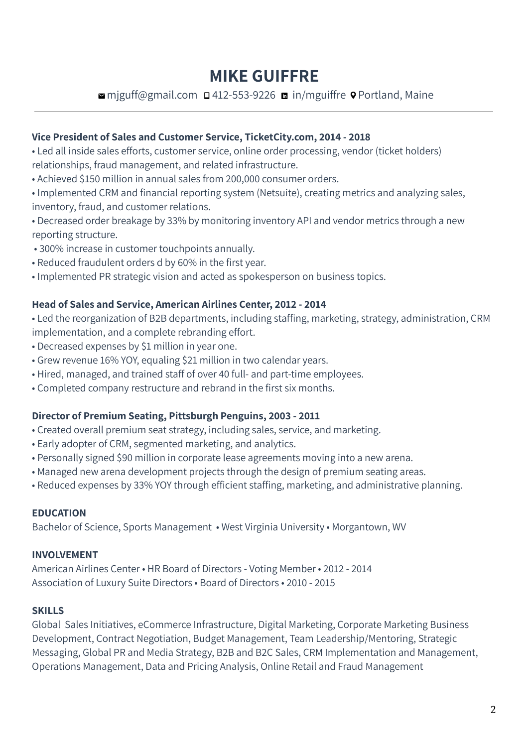# MIKE GUIFFRE

mjguff@gmail.com 412-553-9226 in/mguiffre Portland, Maine

---

**Vice President of Sales and Customer Service, TicketCity.com, 2014 - 2018**

- Led all inside sales efforts, customer service, online order processing, vendor (ticket holders) relationships, fraud management, and related infrastructure.
- Achieved $150 million in annual sales from 200,000 consumer orders.
- Implemented CRM and financial reporting system (Netsuite), creating metrics and analyzing sales, inventory, fraud, and customer relations.
- Decreased order breakage by 33% by monitoring inventory API and vendor metrics through a new reporting structure.
- 300% increase in customer touchpoints annually.
- Reduced fraudulent orders d by 60% in the first year.
- Implemented PR strategic vision and acted as spokesperson on business topics.

**Head of Sales and Service, American Airlines Center, 2012 - 2014**

- Led the reorganization of B2B departments, including staffing, marketing, strategy, administration, CRM implementation, and a complete rebranding effort.
- Decreased expenses by $1 million in year one.
- Grew revenue 16% YOY, equaling $21 million in two calendar years.
- Hired, managed, and trained staff of over 40 full- and part-time employees.
- Completed company restructure and rebrand in the first six months.

**Director of Premium Seating, Pittsburgh Penguins, 2003 - 2011**

- Created overall premium seat strategy, including sales, service, and marketing.
- Early adopter of CRM, segmented marketing, and analytics.
- Personally signed $90 million in corporate lease agreements moving into a new arena.
- Managed new arena development projects through the design of premium seating areas.
- Reduced expenses by 33% YOY through efficient staffing, marketing, and administrative planning.

**EDUCATION**

Bachelor of Science, Sports Management • West Virginia University • Morgantown, WV

**INVOLVEMENT**

American Airlines Center • HR Board of Directors - Voting Member • 2012 - 2014
Association of Luxury Suite Directors • Board of Directors • 2010 - 2015

**SKILLS**

Global Sales Initiatives, eCommerce Infrastructure, Digital Marketing, Corporate Marketing Business Development, Contract Negotiation, Budget Management, Team Leadership/Mentoring, Strategic Messaging, Global PR and Media Strategy, B2B and B2C Sales, CRM Implementation and Management, Operations Management, Data and Pricing Analysis, Online Retail and Fraud Management